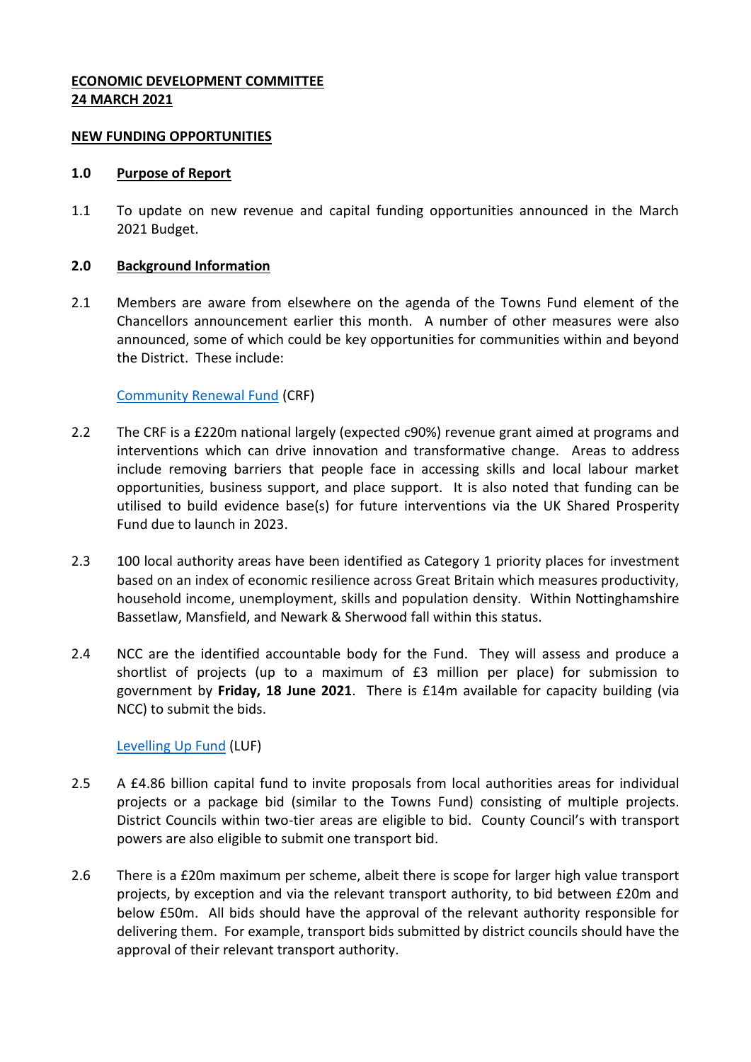**ECONOMIC DEVELOPMENT COMMITTEE**
**24 MARCH 2021**

**NEW FUNDING OPPORTUNITIES**

## 1.0 Purpose of Report

1.1 To update on new revenue and capital funding opportunities announced in the March 2021 Budget.

## 2.0 Background Information

2.1 Members are aware from elsewhere on the agenda of the Towns Fund element of the Chancellors announcement earlier this month. A number of other measures were also announced, some of which could be key opportunities for communities within and beyond the District. These include:

Community Renewal Fund (CRF)

2.2 The CRF is a £220m national largely (expected c90%) revenue grant aimed at programs and interventions which can drive innovation and transformative change. Areas to address include removing barriers that people face in accessing skills and local labour market opportunities, business support, and place support. It is also noted that funding can be utilised to build evidence base(s) for future interventions via the UK Shared Prosperity Fund due to launch in 2023.

2.3 100 local authority areas have been identified as Category 1 priority places for investment based on an index of economic resilience across Great Britain which measures productivity, household income, unemployment, skills and population density. Within Nottinghamshire Bassetlaw, Mansfield, and Newark & Sherwood fall within this status.

2.4 NCC are the identified accountable body for the Fund. They will assess and produce a shortlist of projects (up to a maximum of £3 million per place) for submission to government by **Friday, 18 June 2021**. There is £14m available for capacity building (via NCC) to submit the bids.

Levelling Up Fund (LUF)

2.5 A £4.86 billion capital fund to invite proposals from local authorities areas for individual projects or a package bid (similar to the Towns Fund) consisting of multiple projects. District Councils within two-tier areas are eligible to bid. County Council's with transport powers are also eligible to submit one transport bid.

2.6 There is a £20m maximum per scheme, albeit there is scope for larger high value transport projects, by exception and via the relevant transport authority, to bid between £20m and below £50m. All bids should have the approval of the relevant authority responsible for delivering them. For example, transport bids submitted by district councils should have the approval of their relevant transport authority.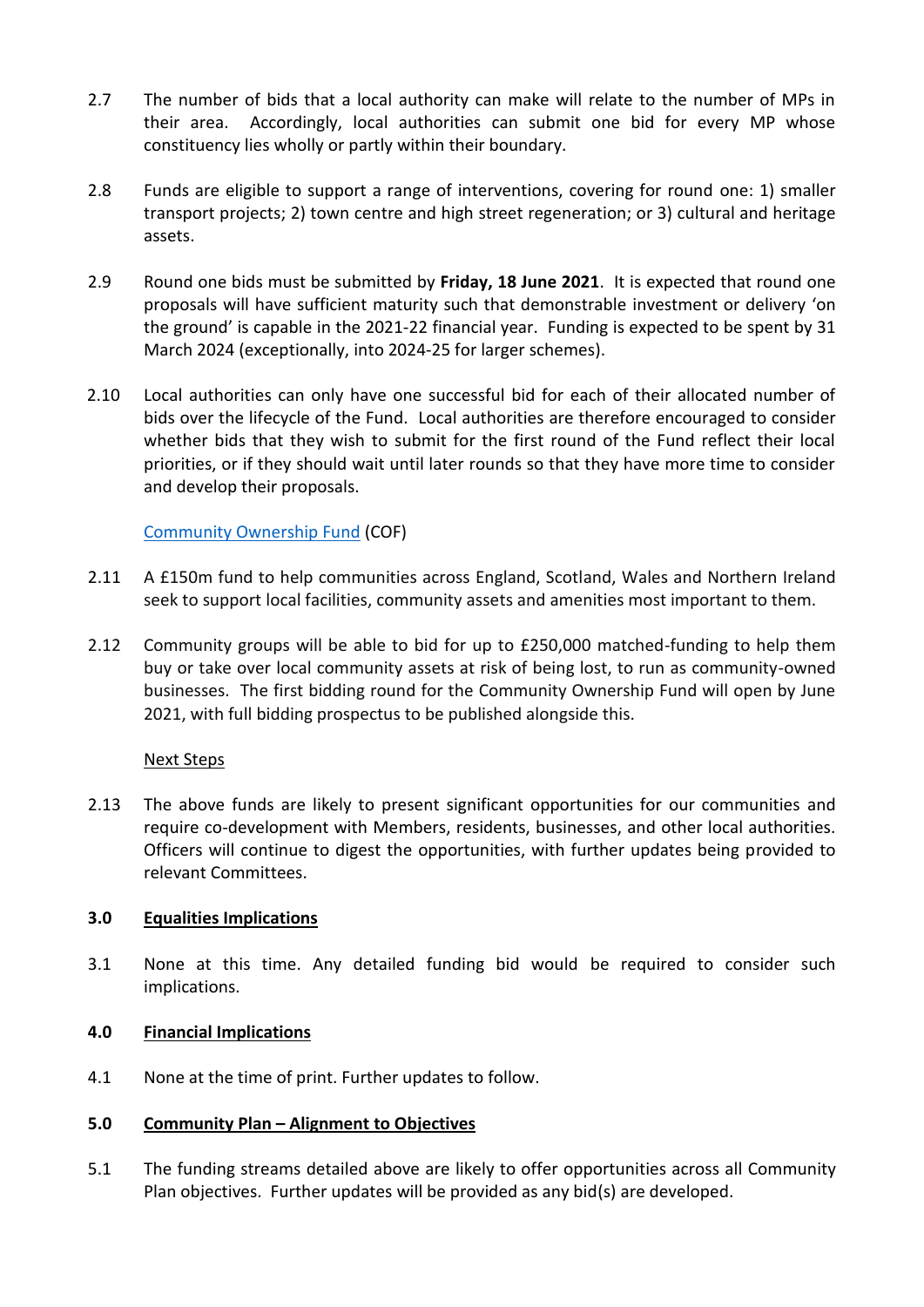2.7 The number of bids that a local authority can make will relate to the number of MPs in their area. Accordingly, local authorities can submit one bid for every MP whose constituency lies wholly or partly within their boundary.

2.8 Funds are eligible to support a range of interventions, covering for round one: 1) smaller transport projects; 2) town centre and high street regeneration; or 3) cultural and heritage assets.

2.9 Round one bids must be submitted by **Friday, 18 June 2021**. It is expected that round one proposals will have sufficient maturity such that demonstrable investment or delivery 'on the ground' is capable in the 2021-22 financial year. Funding is expected to be spent by 31 March 2024 (exceptionally, into 2024-25 for larger schemes).

2.10 Local authorities can only have one successful bid for each of their allocated number of bids over the lifecycle of the Fund. Local authorities are therefore encouraged to consider whether bids that they wish to submit for the first round of the Fund reflect their local priorities, or if they should wait until later rounds so that they have more time to consider and develop their proposals.

Community Ownership Fund (COF)

2.11 A £150m fund to help communities across England, Scotland, Wales and Northern Ireland seek to support local facilities, community assets and amenities most important to them.

2.12 Community groups will be able to bid for up to £250,000 matched-funding to help them buy or take over local community assets at risk of being lost, to run as community-owned businesses. The first bidding round for the Community Ownership Fund will open by June 2021, with full bidding prospectus to be published alongside this.

Next Steps

2.13 The above funds are likely to present significant opportunities for our communities and require co-development with Members, residents, businesses, and other local authorities. Officers will continue to digest the opportunities, with further updates being provided to relevant Committees.

## 3.0 Equalities Implications

3.1 None at this time. Any detailed funding bid would be required to consider such implications.

## 4.0 Financial Implications

4.1 None at the time of print. Further updates to follow.

## 5.0 Community Plan – Alignment to Objectives

5.1 The funding streams detailed above are likely to offer opportunities across all Community Plan objectives. Further updates will be provided as any bid(s) are developed.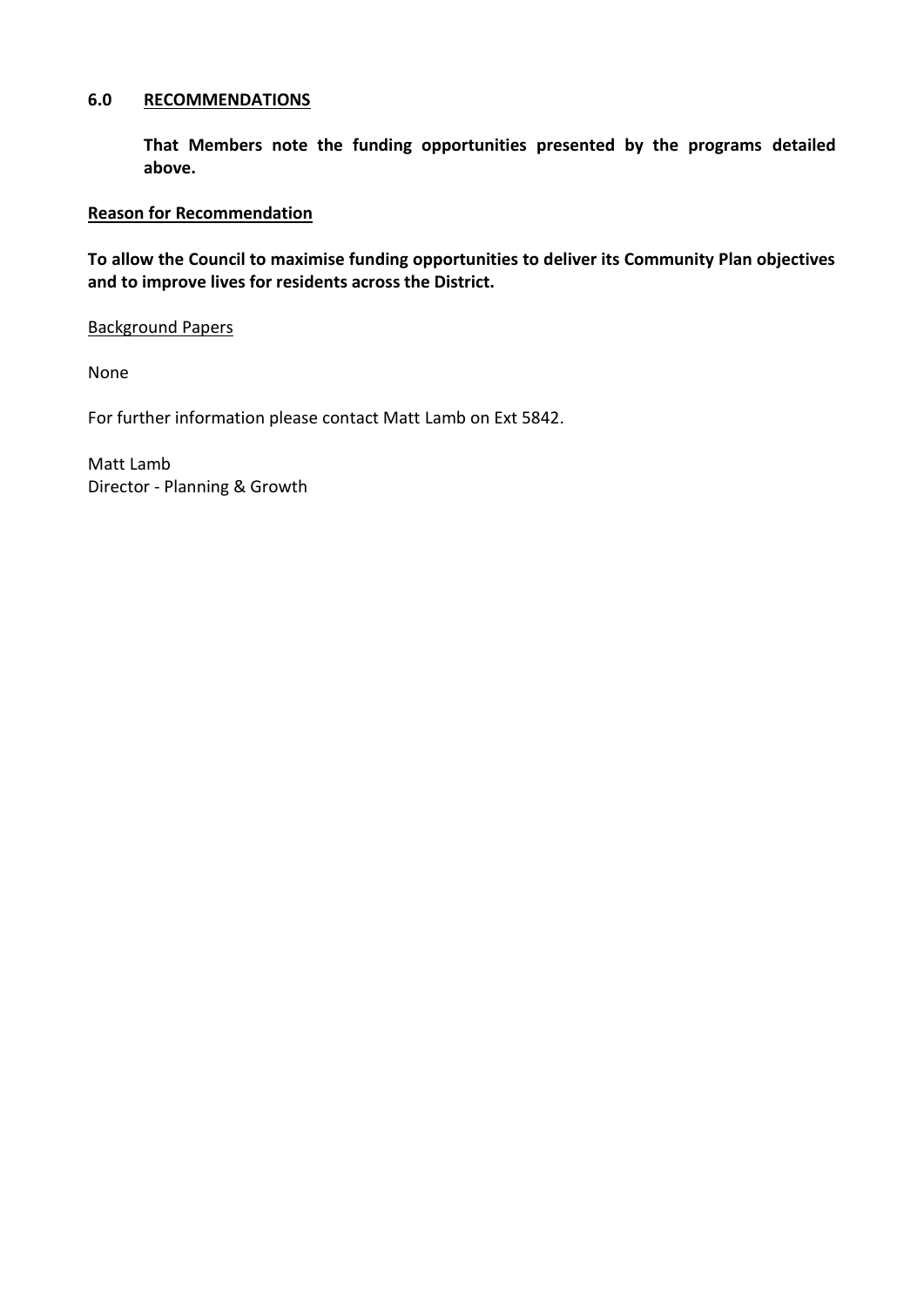## 6.0 RECOMMENDATIONS

**That Members note the funding opportunities presented by the programs detailed above.**

**Reason for Recommendation**

**To allow the Council to maximise funding opportunities to deliver its Community Plan objectives and to improve lives for residents across the District.**

Background Papers

None

For further information please contact Matt Lamb on Ext 5842.

Matt Lamb
Director - Planning & Growth